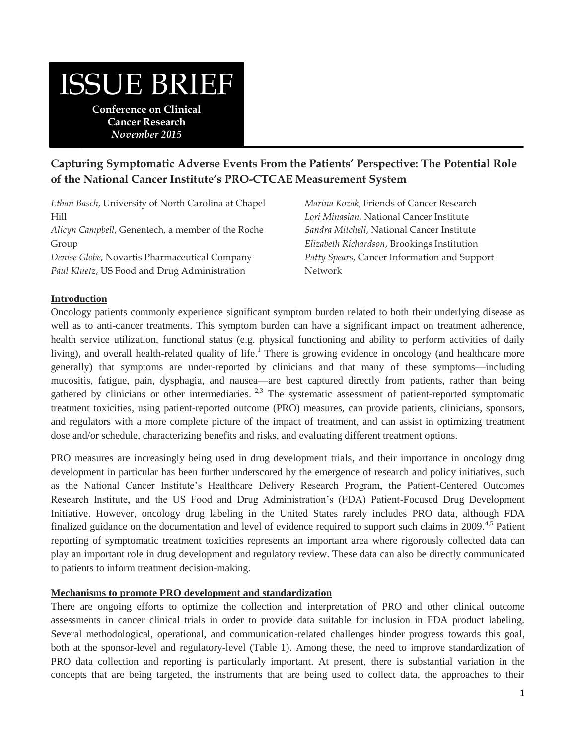# ISSUE BRIEF

**Conference on Clinical Cancer Research**
***November 2015***

## Capturing Symptomatic Adverse Events From the Patients' Perspective: The Potential Role of the National Cancer Institute's PRO-CTCAE Measurement System

*Ethan Basch*, University of North Carolina at Chapel Hill
*Alicyn Campbell*, Genentech, a member of the Roche Group
*Denise Globe*, Novartis Pharmaceutical Company
*Paul Kluetz*, US Food and Drug Administration
*Marina Kozak*, Friends of Cancer Research
*Lori Minasian*, National Cancer Institute
*Sandra Mitchell*, National Cancer Institute
*Elizabeth Richardson*, Brookings Institution
*Patty Spears*, Cancer Information and Support Network

### Introduction

Oncology patients commonly experience significant symptom burden related to both their underlying disease as well as to anti-cancer treatments. This symptom burden can have a significant impact on treatment adherence, health service utilization, functional status (e.g. physical functioning and ability to perform activities of daily living), and overall health-related quality of life.[1] There is growing evidence in oncology (and healthcare more generally) that symptoms are under-reported by clinicians and that many of these symptoms—including mucositis, fatigue, pain, dysphagia, and nausea—are best captured directly from patients, rather than being gathered by clinicians or other intermediaries.[2,3] The systematic assessment of patient-reported symptomatic treatment toxicities, using patient-reported outcome (PRO) measures, can provide patients, clinicians, sponsors, and regulators with a more complete picture of the impact of treatment, and can assist in optimizing treatment dose and/or schedule, characterizing benefits and risks, and evaluating different treatment options.

PRO measures are increasingly being used in drug development trials, and their importance in oncology drug development in particular has been further underscored by the emergence of research and policy initiatives, such as the National Cancer Institute's Healthcare Delivery Research Program, the Patient-Centered Outcomes Research Institute, and the US Food and Drug Administration's (FDA) Patient-Focused Drug Development Initiative. However, oncology drug labeling in the United States rarely includes PRO data, although FDA finalized guidance on the documentation and level of evidence required to support such claims in 2009.[4,5] Patient reporting of symptomatic treatment toxicities represents an important area where rigorously collected data can play an important role in drug development and regulatory review. These data can also be directly communicated to patients to inform treatment decision-making.

### Mechanisms to promote PRO development and standardization

There are ongoing efforts to optimize the collection and interpretation of PRO and other clinical outcome assessments in cancer clinical trials in order to provide data suitable for inclusion in FDA product labeling. Several methodological, operational, and communication-related challenges hinder progress towards this goal, both at the sponsor-level and regulatory-level (Table 1). Among these, the need to improve standardization of PRO data collection and reporting is particularly important. At present, there is substantial variation in the concepts that are being targeted, the instruments that are being used to collect data, the approaches to their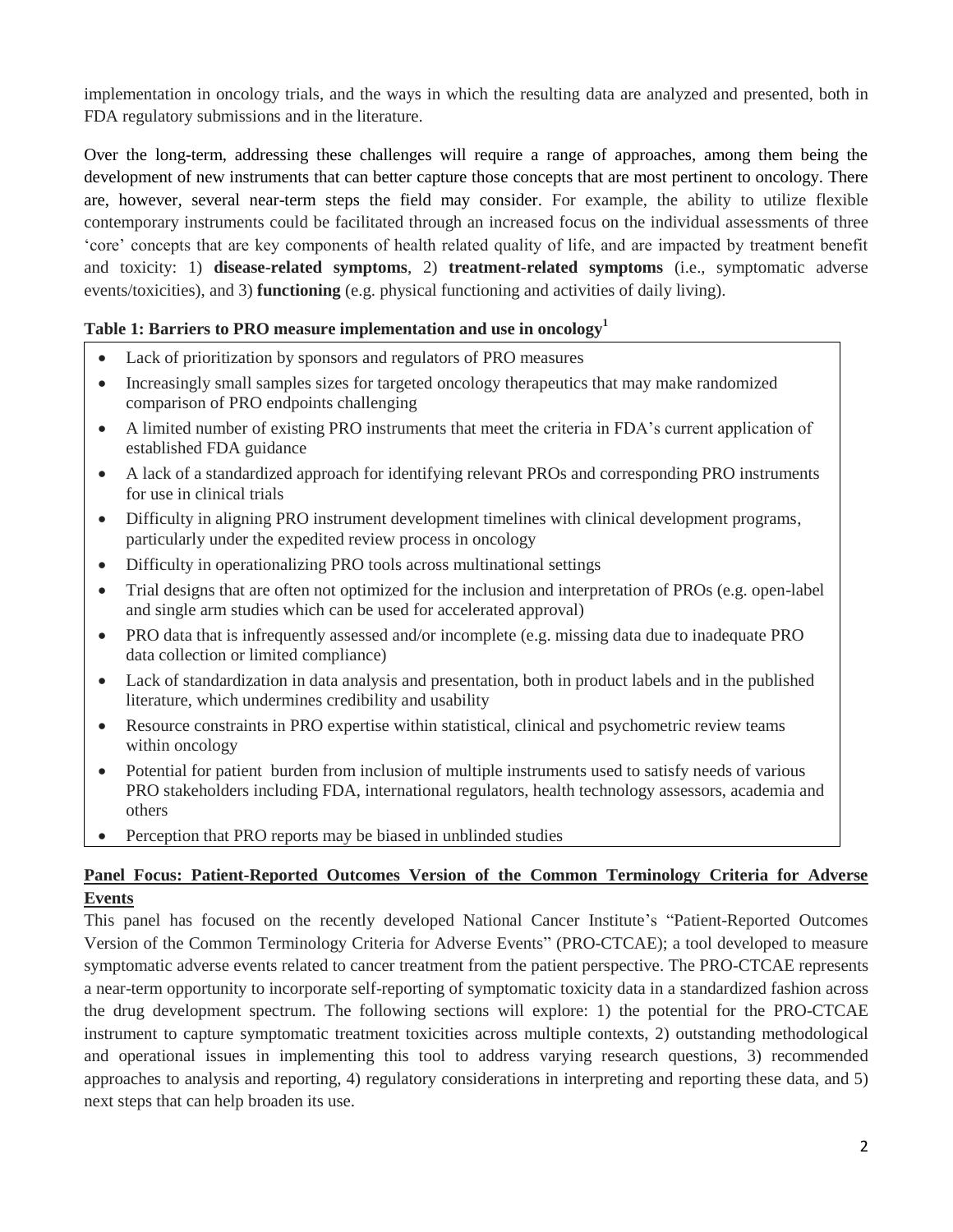implementation in oncology trials, and the ways in which the resulting data are analyzed and presented, both in FDA regulatory submissions and in the literature.

Over the long-term, addressing these challenges will require a range of approaches, among them being the development of new instruments that can better capture those concepts that are most pertinent to oncology. There are, however, several near-term steps the field may consider. For example, the ability to utilize flexible contemporary instruments could be facilitated through an increased focus on the individual assessments of three 'core' concepts that are key components of health related quality of life, and are impacted by treatment benefit and toxicity: 1) **disease-related symptoms**, 2) **treatment-related symptoms** (i.e., symptomatic adverse events/toxicities), and 3) **functioning** (e.g. physical functioning and activities of daily living).

**Table 1: Barriers to PRO measure implementation and use in oncology[1]**

- Lack of prioritization by sponsors and regulators of PRO measures
- Increasingly small samples sizes for targeted oncology therapeutics that may make randomized comparison of PRO endpoints challenging
- A limited number of existing PRO instruments that meet the criteria in FDA's current application of established FDA guidance
- A lack of a standardized approach for identifying relevant PROs and corresponding PRO instruments for use in clinical trials
- Difficulty in aligning PRO instrument development timelines with clinical development programs, particularly under the expedited review process in oncology
- Difficulty in operationalizing PRO tools across multinational settings
- Trial designs that are often not optimized for the inclusion and interpretation of PROs (e.g. open-label and single arm studies which can be used for accelerated approval)
- PRO data that is infrequently assessed and/or incomplete (e.g. missing data due to inadequate PRO data collection or limited compliance)
- Lack of standardization in data analysis and presentation, both in product labels and in the published literature, which undermines credibility and usability
- Resource constraints in PRO expertise within statistical, clinical and psychometric review teams within oncology
- Potential for patient burden from inclusion of multiple instruments used to satisfy needs of various PRO stakeholders including FDA, international regulators, health technology assessors, academia and others
- Perception that PRO reports may be biased in unblinded studies

## Panel Focus: Patient-Reported Outcomes Version of the Common Terminology Criteria for Adverse Events

This panel has focused on the recently developed National Cancer Institute's "Patient-Reported Outcomes Version of the Common Terminology Criteria for Adverse Events" (PRO-CTCAE); a tool developed to measure symptomatic adverse events related to cancer treatment from the patient perspective. The PRO-CTCAE represents a near-term opportunity to incorporate self-reporting of symptomatic toxicity data in a standardized fashion across the drug development spectrum. The following sections will explore: 1) the potential for the PRO-CTCAE instrument to capture symptomatic treatment toxicities across multiple contexts, 2) outstanding methodological and operational issues in implementing this tool to address varying research questions, 3) recommended approaches to analysis and reporting, 4) regulatory considerations in interpreting and reporting these data, and 5) next steps that can help broaden its use.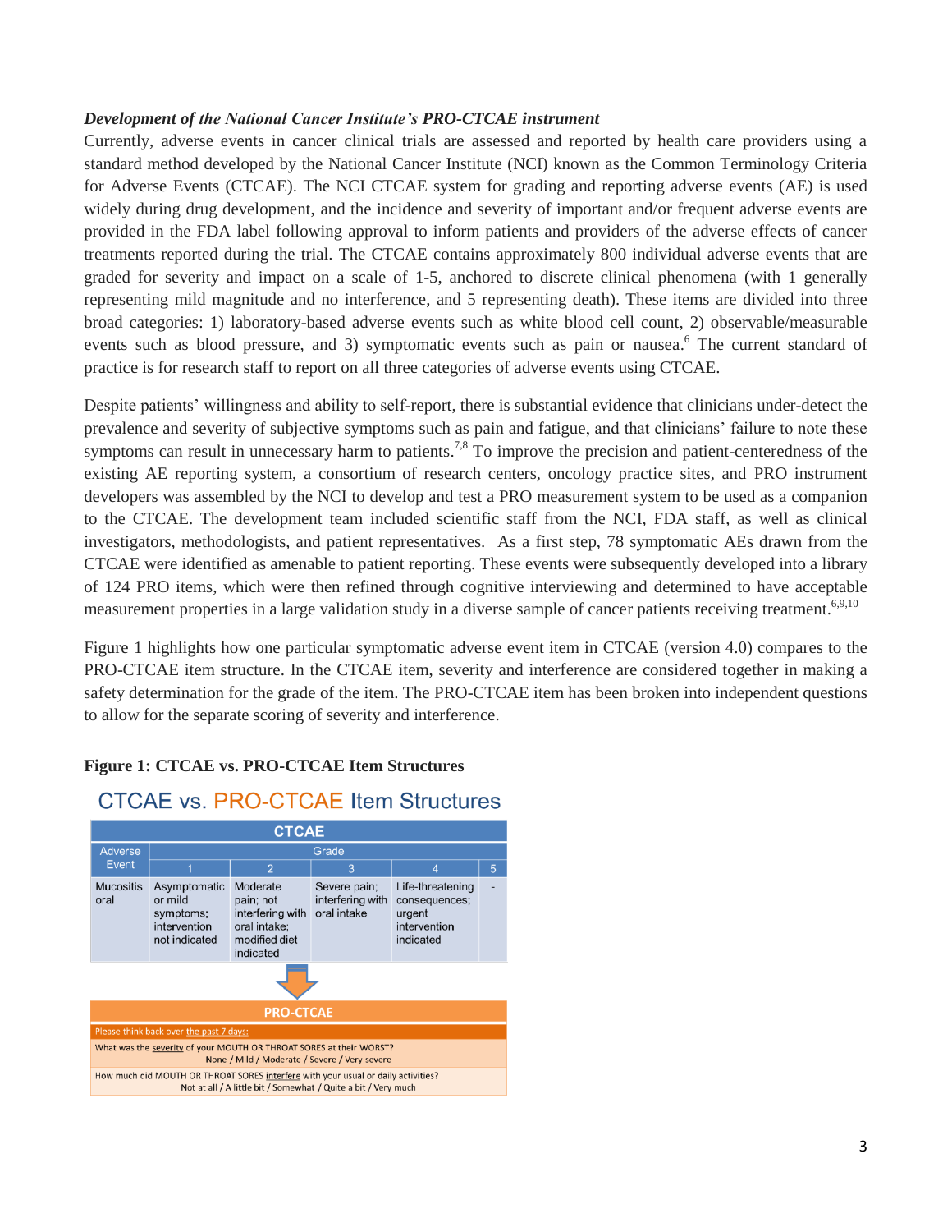***Development of the National Cancer Institute's PRO-CTCAE instrument***

Currently, adverse events in cancer clinical trials are assessed and reported by health care providers using a standard method developed by the National Cancer Institute (NCI) known as the Common Terminology Criteria for Adverse Events (CTCAE). The NCI CTCAE system for grading and reporting adverse events (AE) is used widely during drug development, and the incidence and severity of important and/or frequent adverse events are provided in the FDA label following approval to inform patients and providers of the adverse effects of cancer treatments reported during the trial. The CTCAE contains approximately 800 individual adverse events that are graded for severity and impact on a scale of 1-5, anchored to discrete clinical phenomena (with 1 generally representing mild magnitude and no interference, and 5 representing death). These items are divided into three broad categories: 1) laboratory-based adverse events such as white blood cell count, 2) observable/measurable events such as blood pressure, and 3) symptomatic events such as pain or nausea.[6] The current standard of practice is for research staff to report on all three categories of adverse events using CTCAE.

Despite patients' willingness and ability to self-report, there is substantial evidence that clinicians under-detect the prevalence and severity of subjective symptoms such as pain and fatigue, and that clinicians' failure to note these symptoms can result in unnecessary harm to patients.[7,8] To improve the precision and patient-centeredness of the existing AE reporting system, a consortium of research centers, oncology practice sites, and PRO instrument developers was assembled by the NCI to develop and test a PRO measurement system to be used as a companion to the CTCAE. The development team included scientific staff from the NCI, FDA staff, as well as clinical investigators, methodologists, and patient representatives. As a first step, 78 symptomatic AEs drawn from the CTCAE were identified as amenable to patient reporting. These events were subsequently developed into a library of 124 PRO items, which were then refined through cognitive interviewing and determined to have acceptable measurement properties in a large validation study in a diverse sample of cancer patients receiving treatment.[6,9,10]

Figure 1 highlights how one particular symptomatic adverse event item in CTCAE (version 4.0) compares to the PRO-CTCAE item structure. In the CTCAE item, severity and interference are considered together in making a safety determination for the grade of the item. The PRO-CTCAE item has been broken into independent questions to allow for the separate scoring of severity and interference.

**Figure 1: CTCAE vs. PRO-CTCAE Item Structures**

CTCAE vs. PRO-CTCAE Item Structures

**CTCAE**

| Adverse Event | Grade | | | | |
|---|---|---|---|---|---|
| | 1 | 2 | 3 | 4 | 5 |
| Mucositis oral | Asymptomatic or mild symptoms; intervention not indicated | Moderate pain; not interfering with oral intake; modified diet indicated | Severe pain; interfering with oral intake | Life-threatening consequences; urgent intervention indicated | - |

**PRO-CTCAE**

| Please think back over the past 7 days: |
|---|
| What was the severity of your MOUTH OR THROAT SORES at their WORST? None / Mild / Moderate / Severe / Very severe |
| How much did MOUTH OR THROAT SORES interfere with your usual or daily activities? Not at all / A little bit / Somewhat / Quite a bit / Very much |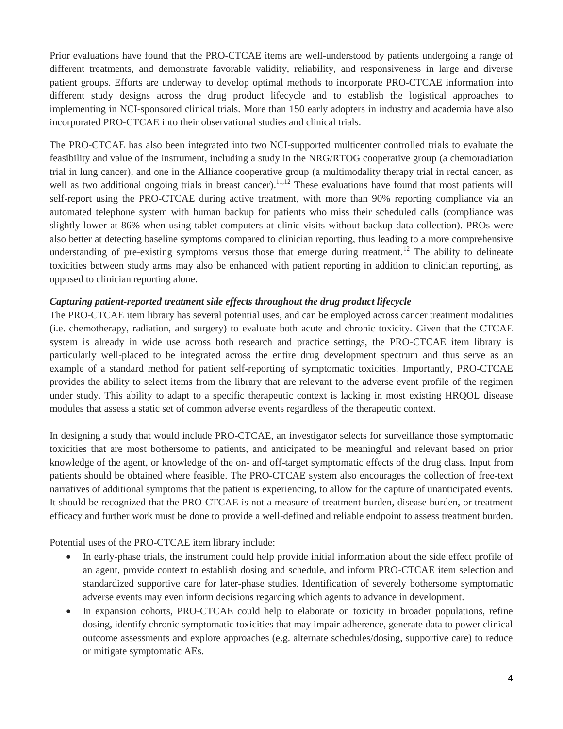Prior evaluations have found that the PRO-CTCAE items are well-understood by patients undergoing a range of different treatments, and demonstrate favorable validity, reliability, and responsiveness in large and diverse patient groups. Efforts are underway to develop optimal methods to incorporate PRO-CTCAE information into different study designs across the drug product lifecycle and to establish the logistical approaches to implementing in NCI-sponsored clinical trials. More than 150 early adopters in industry and academia have also incorporated PRO-CTCAE into their observational studies and clinical trials.

The PRO-CTCAE has also been integrated into two NCI-supported multicenter controlled trials to evaluate the feasibility and value of the instrument, including a study in the NRG/RTOG cooperative group (a chemoradiation trial in lung cancer), and one in the Alliance cooperative group (a multimodality therapy trial in rectal cancer, as well as two additional ongoing trials in breast cancer).[11,12] These evaluations have found that most patients will self-report using the PRO-CTCAE during active treatment, with more than 90% reporting compliance via an automated telephone system with human backup for patients who miss their scheduled calls (compliance was slightly lower at 86% when using tablet computers at clinic visits without backup data collection). PROs were also better at detecting baseline symptoms compared to clinician reporting, thus leading to a more comprehensive understanding of pre-existing symptoms versus those that emerge during treatment.[12] The ability to delineate toxicities between study arms may also be enhanced with patient reporting in addition to clinician reporting, as opposed to clinician reporting alone.

***Capturing patient-reported treatment side effects throughout the drug product lifecycle***

The PRO-CTCAE item library has several potential uses, and can be employed across cancer treatment modalities (i.e. chemotherapy, radiation, and surgery) to evaluate both acute and chronic toxicity. Given that the CTCAE system is already in wide use across both research and practice settings, the PRO-CTCAE item library is particularly well-placed to be integrated across the entire drug development spectrum and thus serve as an example of a standard method for patient self-reporting of symptomatic toxicities. Importantly, PRO-CTCAE provides the ability to select items from the library that are relevant to the adverse event profile of the regimen under study. This ability to adapt to a specific therapeutic context is lacking in most existing HRQOL disease modules that assess a static set of common adverse events regardless of the therapeutic context.

In designing a study that would include PRO-CTCAE, an investigator selects for surveillance those symptomatic toxicities that are most bothersome to patients, and anticipated to be meaningful and relevant based on prior knowledge of the agent, or knowledge of the on- and off-target symptomatic effects of the drug class. Input from patients should be obtained where feasible. The PRO-CTCAE system also encourages the collection of free-text narratives of additional symptoms that the patient is experiencing, to allow for the capture of unanticipated events. It should be recognized that the PRO-CTCAE is not a measure of treatment burden, disease burden, or treatment efficacy and further work must be done to provide a well-defined and reliable endpoint to assess treatment burden.

Potential uses of the PRO-CTCAE item library include:

- In early-phase trials, the instrument could help provide initial information about the side effect profile of an agent, provide context to establish dosing and schedule, and inform PRO-CTCAE item selection and standardized supportive care for later-phase studies. Identification of severely bothersome symptomatic adverse events may even inform decisions regarding which agents to advance in development.
- In expansion cohorts, PRO-CTCAE could help to elaborate on toxicity in broader populations, refine dosing, identify chronic symptomatic toxicities that may impair adherence, generate data to power clinical outcome assessments and explore approaches (e.g. alternate schedules/dosing, supportive care) to reduce or mitigate symptomatic AEs.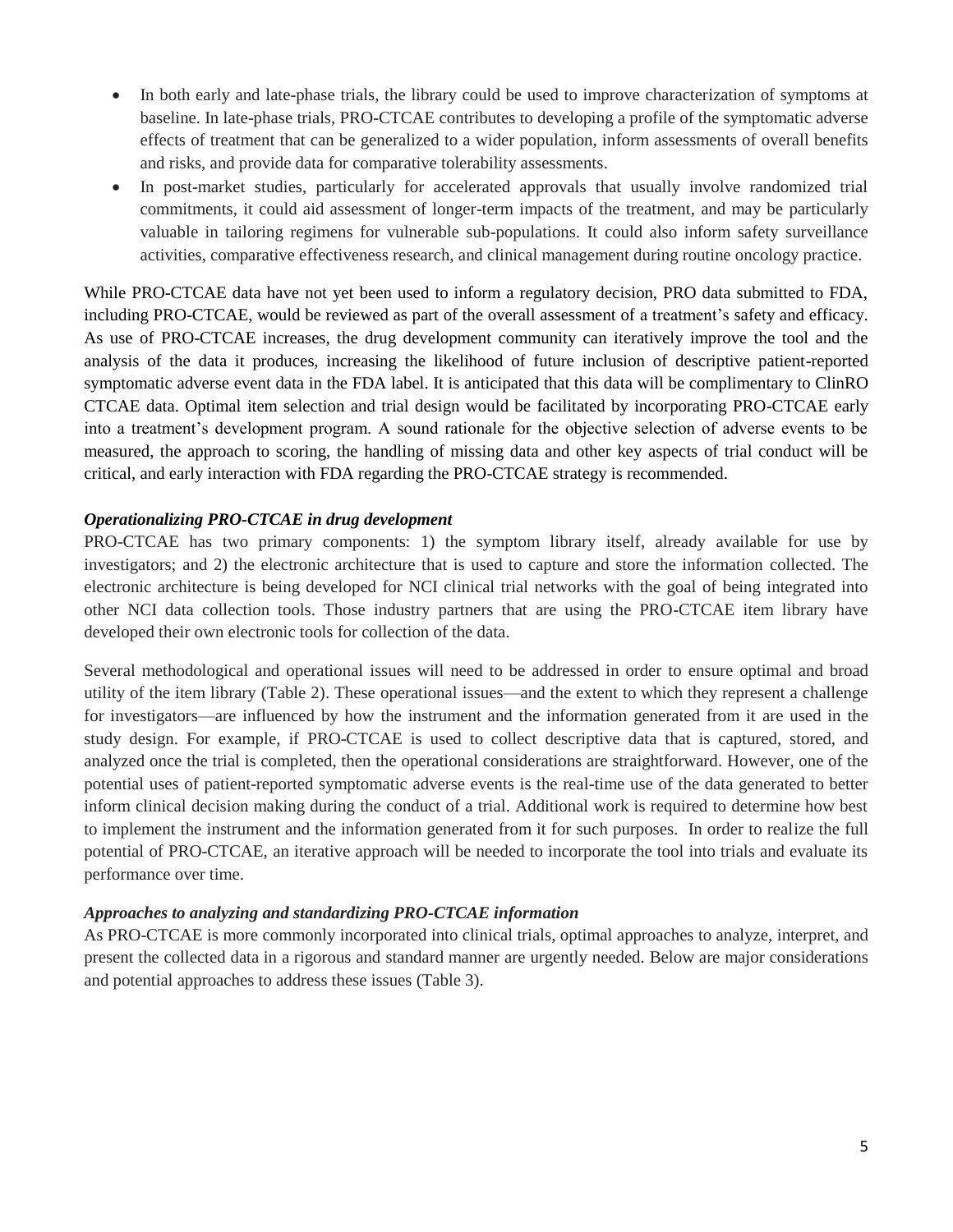- In both early and late-phase trials, the library could be used to improve characterization of symptoms at baseline. In late-phase trials, PRO-CTCAE contributes to developing a profile of the symptomatic adverse effects of treatment that can be generalized to a wider population, inform assessments of overall benefits and risks, and provide data for comparative tolerability assessments.
- In post-market studies, particularly for accelerated approvals that usually involve randomized trial commitments, it could aid assessment of longer-term impacts of the treatment, and may be particularly valuable in tailoring regimens for vulnerable sub-populations. It could also inform safety surveillance activities, comparative effectiveness research, and clinical management during routine oncology practice.

While PRO-CTCAE data have not yet been used to inform a regulatory decision, PRO data submitted to FDA, including PRO-CTCAE, would be reviewed as part of the overall assessment of a treatment's safety and efficacy. As use of PRO-CTCAE increases, the drug development community can iteratively improve the tool and the analysis of the data it produces, increasing the likelihood of future inclusion of descriptive patient-reported symptomatic adverse event data in the FDA label. It is anticipated that this data will be complimentary to ClinRO CTCAE data. Optimal item selection and trial design would be facilitated by incorporating PRO-CTCAE early into a treatment's development program. A sound rationale for the objective selection of adverse events to be measured, the approach to scoring, the handling of missing data and other key aspects of trial conduct will be critical, and early interaction with FDA regarding the PRO-CTCAE strategy is recommended.

***Operationalizing PRO-CTCAE in drug development***

PRO-CTCAE has two primary components: 1) the symptom library itself, already available for use by investigators; and 2) the electronic architecture that is used to capture and store the information collected. The electronic architecture is being developed for NCI clinical trial networks with the goal of being integrated into other NCI data collection tools. Those industry partners that are using the PRO-CTCAE item library have developed their own electronic tools for collection of the data.

Several methodological and operational issues will need to be addressed in order to ensure optimal and broad utility of the item library (Table 2). These operational issues—and the extent to which they represent a challenge for investigators—are influenced by how the instrument and the information generated from it are used in the study design. For example, if PRO-CTCAE is used to collect descriptive data that is captured, stored, and analyzed once the trial is completed, then the operational considerations are straightforward. However, one of the potential uses of patient-reported symptomatic adverse events is the real-time use of the data generated to better inform clinical decision making during the conduct of a trial. Additional work is required to determine how best to implement the instrument and the information generated from it for such purposes. In order to realize the full potential of PRO-CTCAE, an iterative approach will be needed to incorporate the tool into trials and evaluate its performance over time.

***Approaches to analyzing and standardizing PRO-CTCAE information***

As PRO-CTCAE is more commonly incorporated into clinical trials, optimal approaches to analyze, interpret, and present the collected data in a rigorous and standard manner are urgently needed. Below are major considerations and potential approaches to address these issues (Table 3).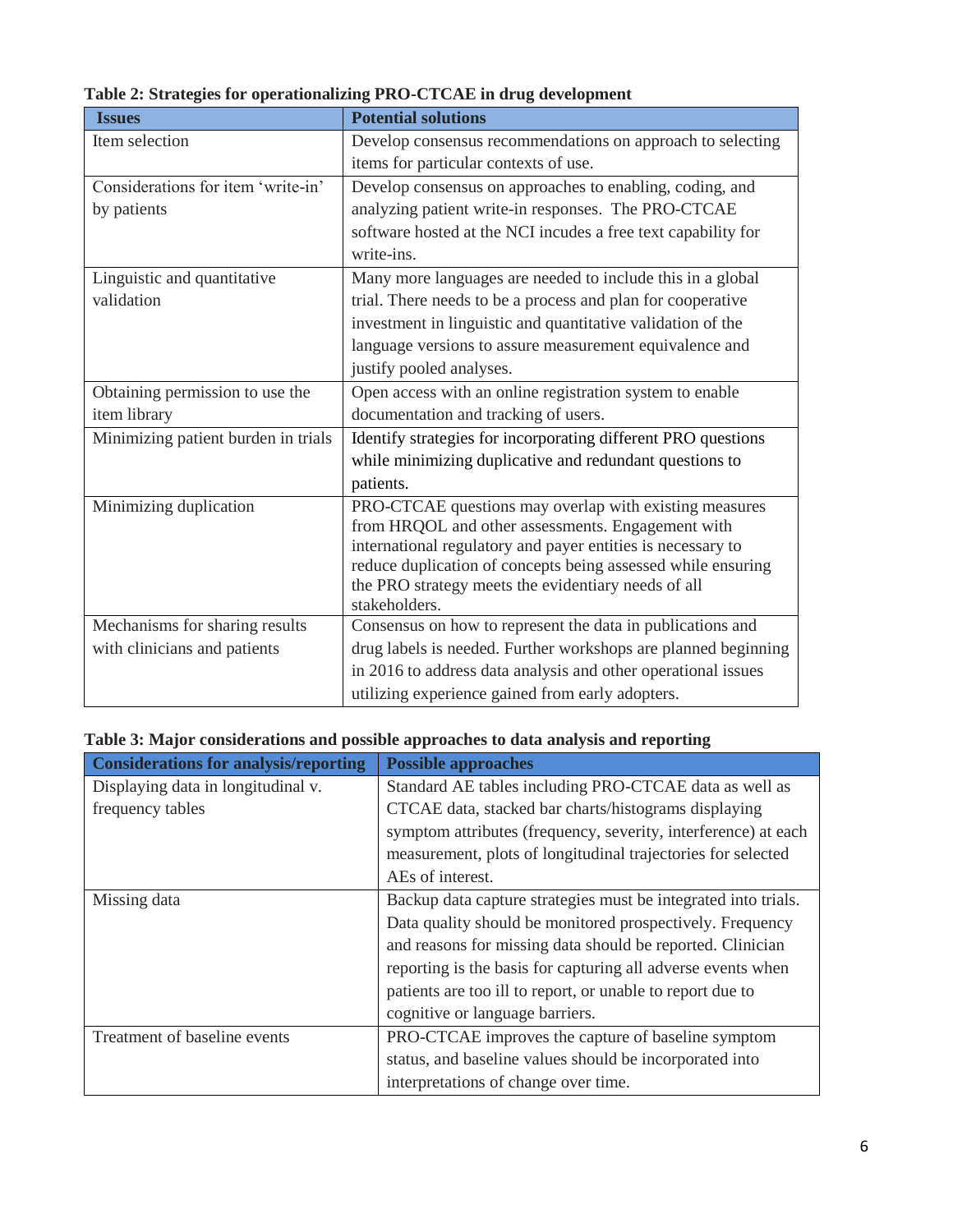**Table 2: Strategies for operationalizing PRO-CTCAE in drug development**

| Issues | Potential solutions |
|---|---|
| Item selection | Develop consensus recommendations on approach to selecting items for particular contexts of use. |
| Considerations for item 'write-in' by patients | Develop consensus on approaches to enabling, coding, and analyzing patient write-in responses. The PRO-CTCAE software hosted at the NCI incudes a free text capability for write-ins. |
| Linguistic and quantitative validation | Many more languages are needed to include this in a global trial. There needs to be a process and plan for cooperative investment in linguistic and quantitative validation of the language versions to assure measurement equivalence and justify pooled analyses. |
| Obtaining permission to use the item library | Open access with an online registration system to enable documentation and tracking of users. |
| Minimizing patient burden in trials | Identify strategies for incorporating different PRO questions while minimizing duplicative and redundant questions to patients. |
| Minimizing duplication | PRO-CTCAE questions may overlap with existing measures from HRQOL and other assessments. Engagement with international regulatory and payer entities is necessary to reduce duplication of concepts being assessed while ensuring the PRO strategy meets the evidentiary needs of all stakeholders. |
| Mechanisms for sharing results with clinicians and patients | Consensus on how to represent the data in publications and drug labels is needed. Further workshops are planned beginning in 2016 to address data analysis and other operational issues utilizing experience gained from early adopters. |

**Table 3: Major considerations and possible approaches to data analysis and reporting**

| Considerations for analysis/reporting | Possible approaches |
|---|---|
| Displaying data in longitudinal v. frequency tables | Standard AE tables including PRO-CTCAE data as well as CTCAE data, stacked bar charts/histograms displaying symptom attributes (frequency, severity, interference) at each measurement, plots of longitudinal trajectories for selected AEs of interest. |
| Missing data | Backup data capture strategies must be integrated into trials. Data quality should be monitored prospectively. Frequency and reasons for missing data should be reported. Clinician reporting is the basis for capturing all adverse events when patients are too ill to report, or unable to report due to cognitive or language barriers. |
| Treatment of baseline events | PRO-CTCAE improves the capture of baseline symptom status, and baseline values should be incorporated into interpretations of change over time. |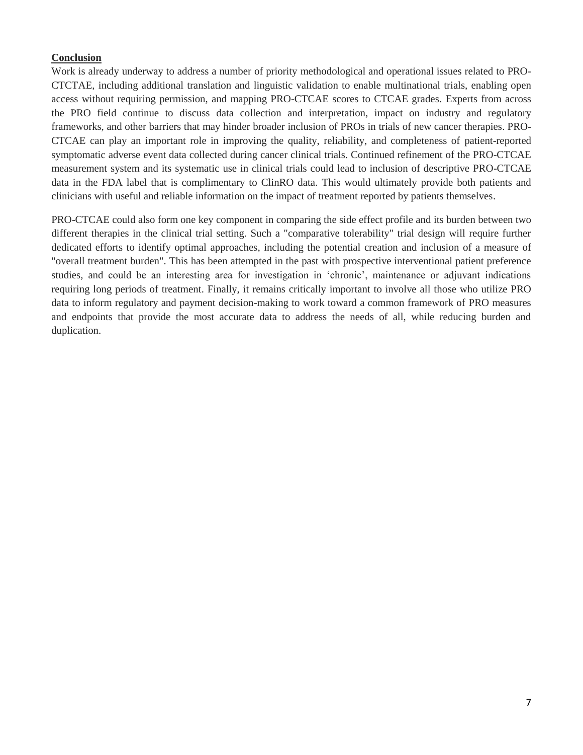## Conclusion

Work is already underway to address a number of priority methodological and operational issues related to PRO-CTCTAE, including additional translation and linguistic validation to enable multinational trials, enabling open access without requiring permission, and mapping PRO-CTCAE scores to CTCAE grades. Experts from across the PRO field continue to discuss data collection and interpretation, impact on industry and regulatory frameworks, and other barriers that may hinder broader inclusion of PROs in trials of new cancer therapies. PRO-CTCAE can play an important role in improving the quality, reliability, and completeness of patient-reported symptomatic adverse event data collected during cancer clinical trials. Continued refinement of the PRO-CTCAE measurement system and its systematic use in clinical trials could lead to inclusion of descriptive PRO-CTCAE data in the FDA label that is complimentary to ClinRO data. This would ultimately provide both patients and clinicians with useful and reliable information on the impact of treatment reported by patients themselves.

PRO-CTCAE could also form one key component in comparing the side effect profile and its burden between two different therapies in the clinical trial setting. Such a "comparative tolerability" trial design will require further dedicated efforts to identify optimal approaches, including the potential creation and inclusion of a measure of "overall treatment burden". This has been attempted in the past with prospective interventional patient preference studies, and could be an interesting area for investigation in 'chronic', maintenance or adjuvant indications requiring long periods of treatment. Finally, it remains critically important to involve all those who utilize PRO data to inform regulatory and payment decision-making to work toward a common framework of PRO measures and endpoints that provide the most accurate data to address the needs of all, while reducing burden and duplication.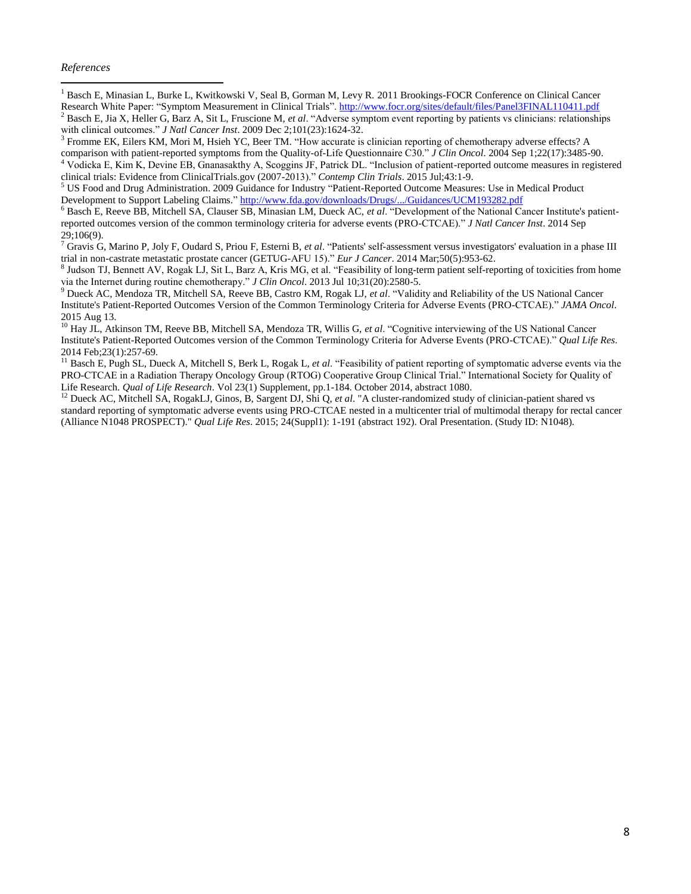*References*

[1] Basch E, Minasian L, Burke L, Kwitkowski V, Seal B, Gorman M, Levy R. 2011 Brookings-FOCR Conference on Clinical Cancer Research White Paper: "Symptom Measurement in Clinical Trials". http://www.focr.org/sites/default/files/Panel3FINAL110411.pdf

[2] Basch E, Jia X, Heller G, Barz A, Sit L, Fruscione M, *et al*. "Adverse symptom event reporting by patients vs clinicians: relationships with clinical outcomes." *J Natl Cancer Inst*. 2009 Dec 2;101(23):1624-32.

[3] Fromme EK, Eilers KM, Mori M, Hsieh YC, Beer TM. "How accurate is clinician reporting of chemotherapy adverse effects? A comparison with patient-reported symptoms from the Quality-of-Life Questionnaire C30." *J Clin Oncol*. 2004 Sep 1;22(17):3485-90.

[4] Vodicka E, Kim K, Devine EB, Gnanasakthy A, Scoggins JF, Patrick DL. "Inclusion of patient-reported outcome measures in registered clinical trials: Evidence from ClinicalTrials.gov (2007-2013)." *Contemp Clin Trials*. 2015 Jul;43:1-9.

[5] US Food and Drug Administration. 2009 Guidance for Industry "Patient-Reported Outcome Measures: Use in Medical Product Development to Support Labeling Claims." http://www.fda.gov/downloads/Drugs/.../Guidances/UCM193282.pdf

[6] Basch E, Reeve BB, Mitchell SA, Clauser SB, Minasian LM, Dueck AC, *et al*. "Development of the National Cancer Institute's patient-reported outcomes version of the common terminology criteria for adverse events (PRO-CTCAE)." *J Natl Cancer Inst*. 2014 Sep 29;106(9).

[7] Gravis G, Marino P, Joly F, Oudard S, Priou F, Esterni B, *et al*. "Patients' self-assessment versus investigators' evaluation in a phase III trial in non-castrate metastatic prostate cancer (GETUG-AFU 15)." *Eur J Cancer*. 2014 Mar;50(5):953-62.

[8] Judson TJ, Bennett AV, Rogak LJ, Sit L, Barz A, Kris MG, et al. "Feasibility of long-term patient self-reporting of toxicities from home via the Internet during routine chemotherapy." *J Clin Oncol*. 2013 Jul 10;31(20):2580-5.

[9] Dueck AC, Mendoza TR, Mitchell SA, Reeve BB, Castro KM, Rogak LJ, *et al*. "Validity and Reliability of the US National Cancer Institute's Patient-Reported Outcomes Version of the Common Terminology Criteria for Adverse Events (PRO-CTCAE)." *JAMA Oncol*. 2015 Aug 13.

[10] Hay JL, Atkinson TM, Reeve BB, Mitchell SA, Mendoza TR, Willis G, *et al*. "Cognitive interviewing of the US National Cancer Institute's Patient-Reported Outcomes version of the Common Terminology Criteria for Adverse Events (PRO-CTCAE)." *Qual Life Res*. 2014 Feb;23(1):257-69.

[11] Basch E, Pugh SL, Dueck A, Mitchell S, Berk L, Rogak L, *et al*. "Feasibility of patient reporting of symptomatic adverse events via the PRO-CTCAE in a Radiation Therapy Oncology Group (RTOG) Cooperative Group Clinical Trial." International Society for Quality of Life Research. *Qual of Life Research*. Vol 23(1) Supplement, pp.1-184. October 2014, abstract 1080.

[12] Dueck AC, Mitchell SA, RogakLJ, Ginos, B, Sargent DJ, Shi Q, *et al*. "A cluster-randomized study of clinician-patient shared vs standard reporting of symptomatic adverse events using PRO-CTCAE nested in a multicenter trial of multimodal therapy for rectal cancer (Alliance N1048 PROSPECT)." *Qual Life Res*. 2015; 24(Suppl1): 1-191 (abstract 192). Oral Presentation. (Study ID: N1048).